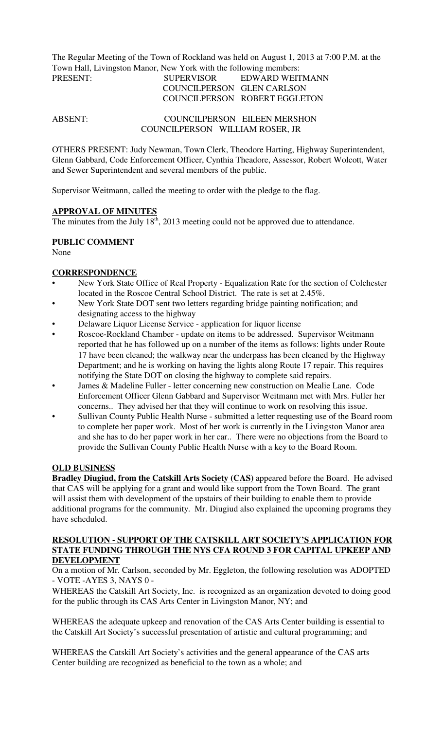The Regular Meeting of the Town of Rockland was held on August 1, 2013 at 7:00 P.M. at the Town Hall, Livingston Manor, New York with the following members:

PRESENT: SUPERVISOR EDWARD WEITMANN
COUNCILPERSON GLEN CARLSON
COUNCILPERSON ROBERT EGGLETON

ABSENT: COUNCILPERSON EILEEN MERSHON
COUNCILPERSON WILLIAM ROSER, JR

OTHERS PRESENT: Judy Newman, Town Clerk, Theodore Harting, Highway Superintendent, Glenn Gabbard, Code Enforcement Officer, Cynthia Theadore, Assessor, Robert Wolcott, Water and Sewer Superintendent and several members of the public.

Supervisor Weitmann, called the meeting to order with the pledge to the flag.

**APPROVAL OF MINUTES**

The minutes from the July 18th, 2013 meeting could not be approved due to attendance.

**PUBLIC COMMENT**

None

**CORRESPONDENCE**

- New York State Office of Real Property - Equalization Rate for the section of Colchester located in the Roscoe Central School District. The rate is set at 2.45%.
- New York State DOT sent two letters regarding bridge painting notification; and designating access to the highway
- Delaware Liquor License Service - application for liquor license
- Roscoe-Rockland Chamber - update on items to be addressed. Supervisor Weitmann reported that he has followed up on a number of the items as follows: lights under Route 17 have been cleaned; the walkway near the underpass has been cleaned by the Highway Department; and he is working on having the lights along Route 17 repair. This requires notifying the State DOT on closing the highway to complete said repairs.
- James & Madeline Fuller - letter concerning new construction on Mealie Lane. Code Enforcement Officer Glenn Gabbard and Supervisor Weitmann met with Mrs. Fuller her concerns.. They advised her that they will continue to work on resolving this issue.
- Sullivan County Public Health Nurse - submitted a letter requesting use of the Board room to complete her paper work. Most of her work is currently in the Livingston Manor area and she has to do her paper work in her car.. There were no objections from the Board to provide the Sullivan County Public Health Nurse with a key to the Board Room.

**OLD BUSINESS**

**Bradley Diugiud, from the Catskill Arts Society (CAS)** appeared before the Board. He advised that CAS will be applying for a grant and would like support from the Town Board. The grant will assist them with development of the upstairs of their building to enable them to provide additional programs for the community. Mr. Diugiud also explained the upcoming programs they have scheduled.

**RESOLUTION - SUPPORT OF THE CATSKILL ART SOCIETY'S APPLICATION FOR STATE FUNDING THROUGH THE NYS CFA ROUND 3 FOR CAPITAL UPKEEP AND DEVELOPMENT**

On a motion of Mr. Carlson, seconded by Mr. Eggleton, the following resolution was ADOPTED - VOTE -AYES 3, NAYS 0 -

WHEREAS the Catskill Art Society, Inc. is recognized as an organization devoted to doing good for the public through its CAS Arts Center in Livingston Manor, NY; and

WHEREAS the adequate upkeep and renovation of the CAS Arts Center building is essential to the Catskill Art Society's successful presentation of artistic and cultural programming; and

WHEREAS the Catskill Art Society's activities and the general appearance of the CAS arts Center building are recognized as beneficial to the town as a whole; and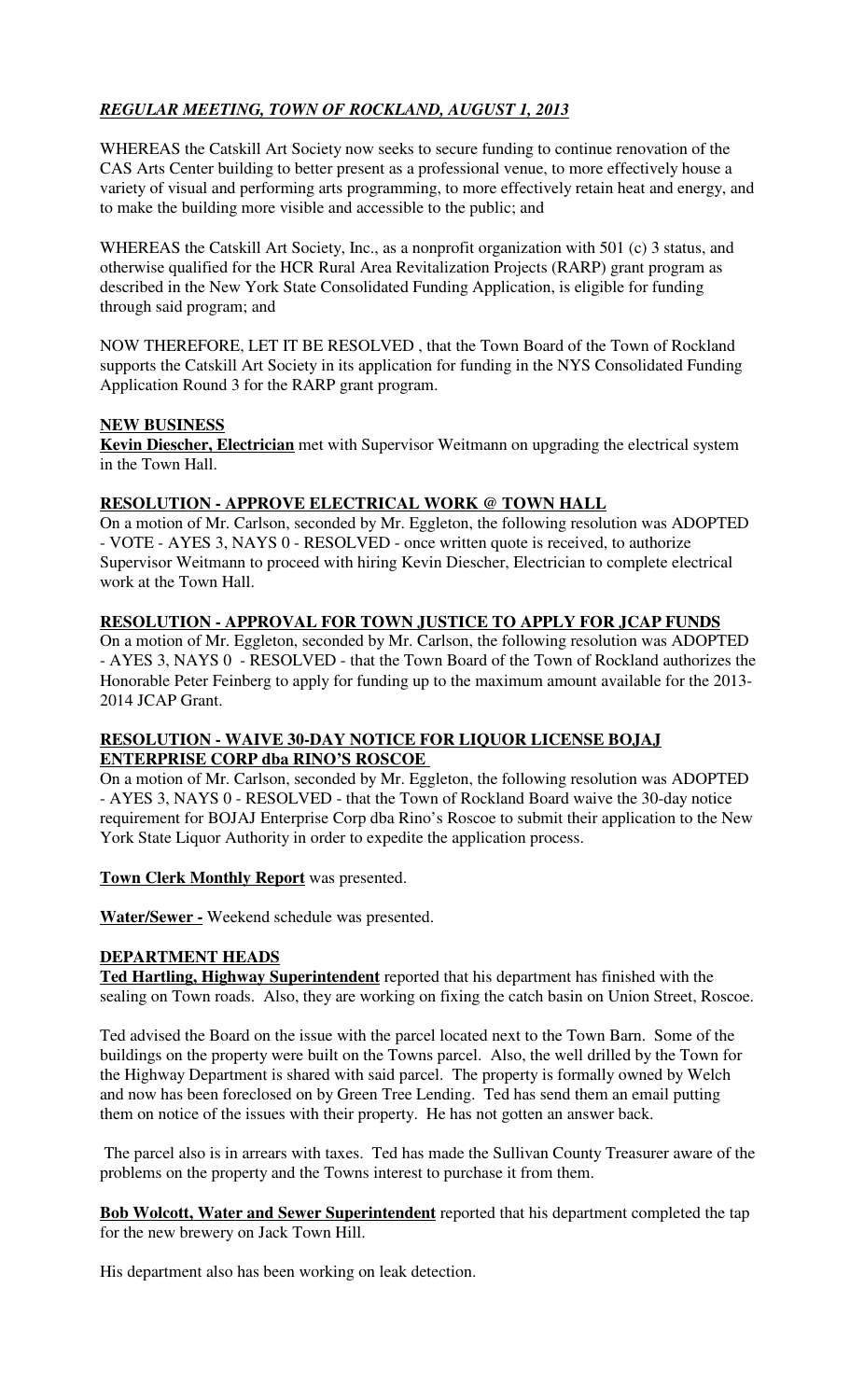# *REGULAR MEETING, TOWN OF ROCKLAND, AUGUST 1, 2013*

WHEREAS the Catskill Art Society now seeks to secure funding to continue renovation of the CAS Arts Center building to better present as a professional venue, to more effectively house a variety of visual and performing arts programming, to more effectively retain heat and energy, and to make the building more visible and accessible to the public; and

WHEREAS the Catskill Art Society, Inc., as a nonprofit organization with 501 (c) 3 status, and otherwise qualified for the HCR Rural Area Revitalization Projects (RARP) grant program as described in the New York State Consolidated Funding Application, is eligible for funding through said program; and

NOW THEREFORE, LET IT BE RESOLVED , that the Town Board of the Town of Rockland supports the Catskill Art Society in its application for funding in the NYS Consolidated Funding Application Round 3 for the RARP grant program.

## NEW BUSINESS

**Kevin Diescher, Electrician** met with Supervisor Weitmann on upgrading the electrical system in the Town Hall.

## RESOLUTION - APPROVE ELECTRICAL WORK @ TOWN HALL

On a motion of Mr. Carlson, seconded by Mr. Eggleton, the following resolution was ADOPTED - VOTE - AYES 3, NAYS 0 - RESOLVED - once written quote is received, to authorize Supervisor Weitmann to proceed with hiring Kevin Diescher, Electrician to complete electrical work at the Town Hall.

## RESOLUTION - APPROVAL FOR TOWN JUSTICE TO APPLY FOR JCAP FUNDS

On a motion of Mr. Eggleton, seconded by Mr. Carlson, the following resolution was ADOPTED - AYES 3, NAYS 0 - RESOLVED - that the Town Board of the Town of Rockland authorizes the Honorable Peter Feinberg to apply for funding up to the maximum amount available for the 2013-2014 JCAP Grant.

## RESOLUTION - WAIVE 30-DAY NOTICE FOR LIQUOR LICENSE BOJAJ ENTERPRISE CORP dba RINO'S ROSCOE

On a motion of Mr. Carlson, seconded by Mr. Eggleton, the following resolution was ADOPTED - AYES 3, NAYS 0 - RESOLVED - that the Town of Rockland Board waive the 30-day notice requirement for BOJAJ Enterprise Corp dba Rino's Roscoe to submit their application to the New York State Liquor Authority in order to expedite the application process.

**Town Clerk Monthly Report** was presented.

**Water/Sewer -** Weekend schedule was presented.

## DEPARTMENT HEADS

**Ted Hartling, Highway Superintendent** reported that his department has finished with the sealing on Town roads. Also, they are working on fixing the catch basin on Union Street, Roscoe.

Ted advised the Board on the issue with the parcel located next to the Town Barn. Some of the buildings on the property were built on the Towns parcel. Also, the well drilled by the Town for the Highway Department is shared with said parcel. The property is formally owned by Welch and now has been foreclosed on by Green Tree Lending. Ted has send them an email putting them on notice of the issues with their property. He has not gotten an answer back.

The parcel also is in arrears with taxes. Ted has made the Sullivan County Treasurer aware of the problems on the property and the Towns interest to purchase it from them.

**Bob Wolcott, Water and Sewer Superintendent** reported that his department completed the tap for the new brewery on Jack Town Hill.

His department also has been working on leak detection.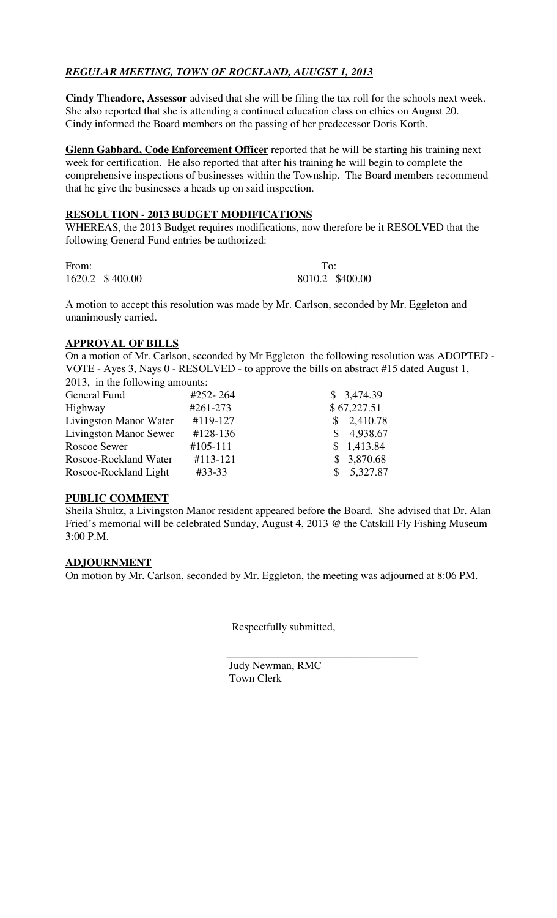***REGULAR MEETING, TOWN OF ROCKLAND, AUUGST 1, 2013***

**Cindy Theadore, Assessor** advised that she will be filing the tax roll for the schools next week. She also reported that she is attending a continued education class on ethics on August 20. Cindy informed the Board members on the passing of her predecessor Doris Korth.

**Glenn Gabbard, Code Enforcement Officer** reported that he will be starting his training next week for certification. He also reported that after his training he will begin to complete the comprehensive inspections of businesses within the Township. The Board members recommend that he give the businesses a heads up on said inspection.

**RESOLUTION - 2013 BUDGET MODIFICATIONS**

WHEREAS, the 2013 Budget requires modifications, now therefore be it RESOLVED that the following General Fund entries be authorized:

| From: | To: |
| --- | --- |
| 1620.2 $ 400.00 | 8010.2 $400.00 |

A motion to accept this resolution was made by Mr. Carlson, seconded by Mr. Eggleton and unanimously carried.

**APPROVAL OF BILLS**

On a motion of Mr. Carlson, seconded by Mr Eggleton the following resolution was ADOPTED - VOTE - Ayes 3, Nays 0 - RESOLVED - to approve the bills on abstract #15 dated August 1, 2013, in the following amounts:

| | | |
| --- | --- | --- |
| General Fund | #252- 264 | $ 3,474.39 |
| Highway | #261-273 | $ 67,227.51 |
| Livingston Manor Water | #119-127 | $ 2,410.78 |
| Livingston Manor Sewer | #128-136 | $ 4,938.67 |
| Roscoe Sewer | #105-111 | $ 1,413.84 |
| Roscoe-Rockland Water | #113-121 | $ 3,870.68 |
| Roscoe-Rockland Light | #33-33 | $ 5,327.87 |

**PUBLIC COMMENT**

Sheila Shultz, a Livingston Manor resident appeared before the Board. She advised that Dr. Alan Fried's memorial will be celebrated Sunday, August 4, 2013 @ the Catskill Fly Fishing Museum 3:00 P.M.

**ADJOURNMENT**

On motion by Mr. Carlson, seconded by Mr. Eggleton, the meeting was adjourned at 8:06 PM.

Respectfully submitted,

\_\_\_\_\_\_\_\_\_\_\_\_\_\_\_\_\_\_\_\_\_\_\_\_\_\_\_\_\_\_\_\_\_\_\_

Judy Newman, RMC
Town Clerk